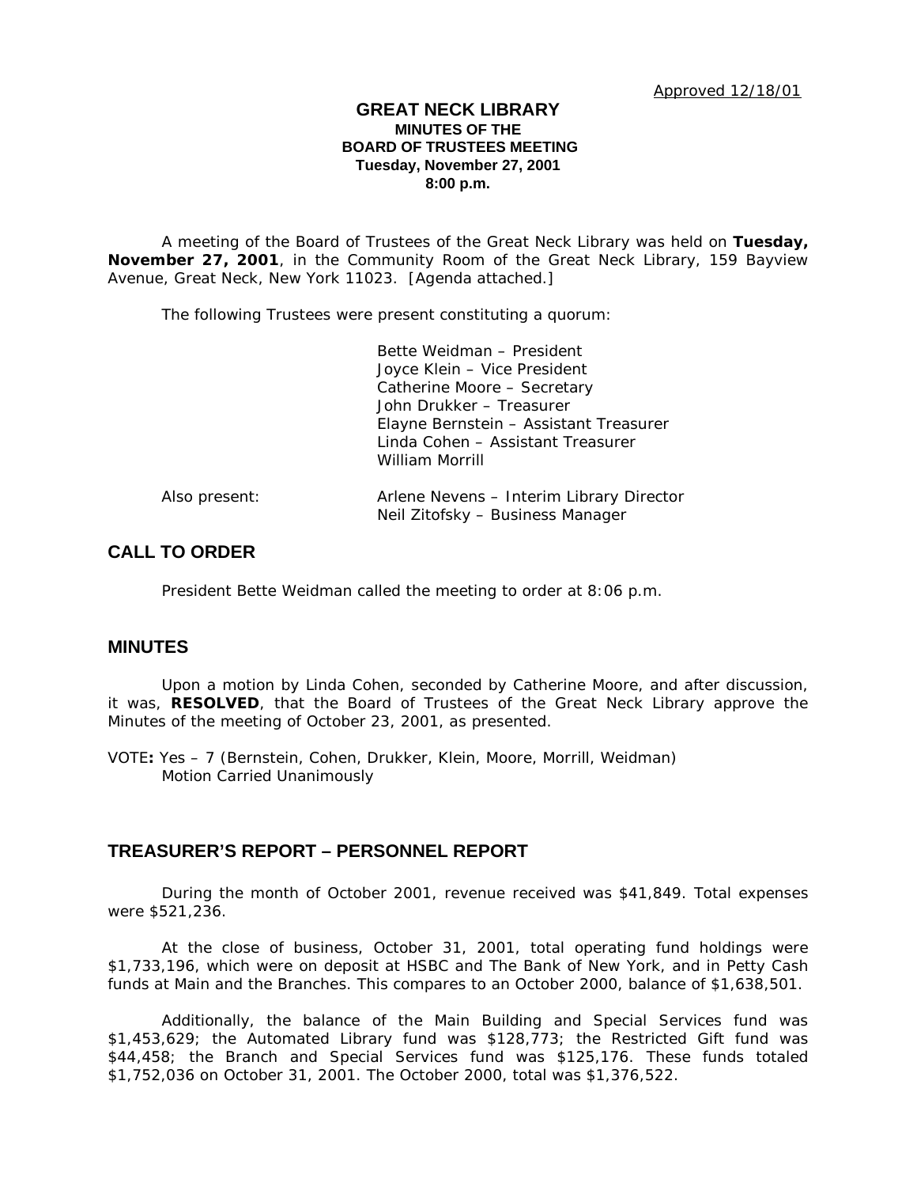Approved 12/18/01

# GREAT NECK LIBRARY

**MINUTES OF THE**
**BOARD OF TRUSTEES MEETING**
**Tuesday, November 27, 2001**
**8:00 p.m.**

A meeting of the Board of Trustees of the Great Neck Library was held on **Tuesday, November 27, 2001**, in the Community Room of the Great Neck Library, 159 Bayview Avenue, Great Neck, New York 11023. [Agenda attached.]

The following Trustees were present constituting a quorum:

Bette Weidman – President
Joyce Klein – Vice President
Catherine Moore – Secretary
John Drukker – Treasurer
Elayne Bernstein – Assistant Treasurer
Linda Cohen – Assistant Treasurer
William Morrill

Also present:
Arlene Nevens – Interim Library Director
Neil Zitofsky – Business Manager

## CALL TO ORDER

President Bette Weidman called the meeting to order at 8:06 p.m.

## MINUTES

Upon a motion by Linda Cohen, seconded by Catherine Moore, and after discussion, it was, **RESOLVED**, that the Board of Trustees of the Great Neck Library approve the Minutes of the meeting of October 23, 2001, as presented.

VOTE**:** Yes – 7 (Bernstein, Cohen, Drukker, Klein, Moore, Morrill, Weidman)
Motion Carried Unanimously

## TREASURER'S REPORT – PERSONNEL REPORT

During the month of October 2001, revenue received was $41,849. Total expenses were $521,236.

At the close of business, October 31, 2001, total operating fund holdings were $1,733,196, which were on deposit at HSBC and The Bank of New York, and in Petty Cash funds at Main and the Branches. This compares to an October 2000, balance of $1,638,501.

Additionally, the balance of the Main Building and Special Services fund was $1,453,629; the Automated Library fund was $128,773; the Restricted Gift fund was $44,458; the Branch and Special Services fund was $125,176. These funds totaled $1,752,036 on October 31, 2001. The October 2000, total was $1,376,522.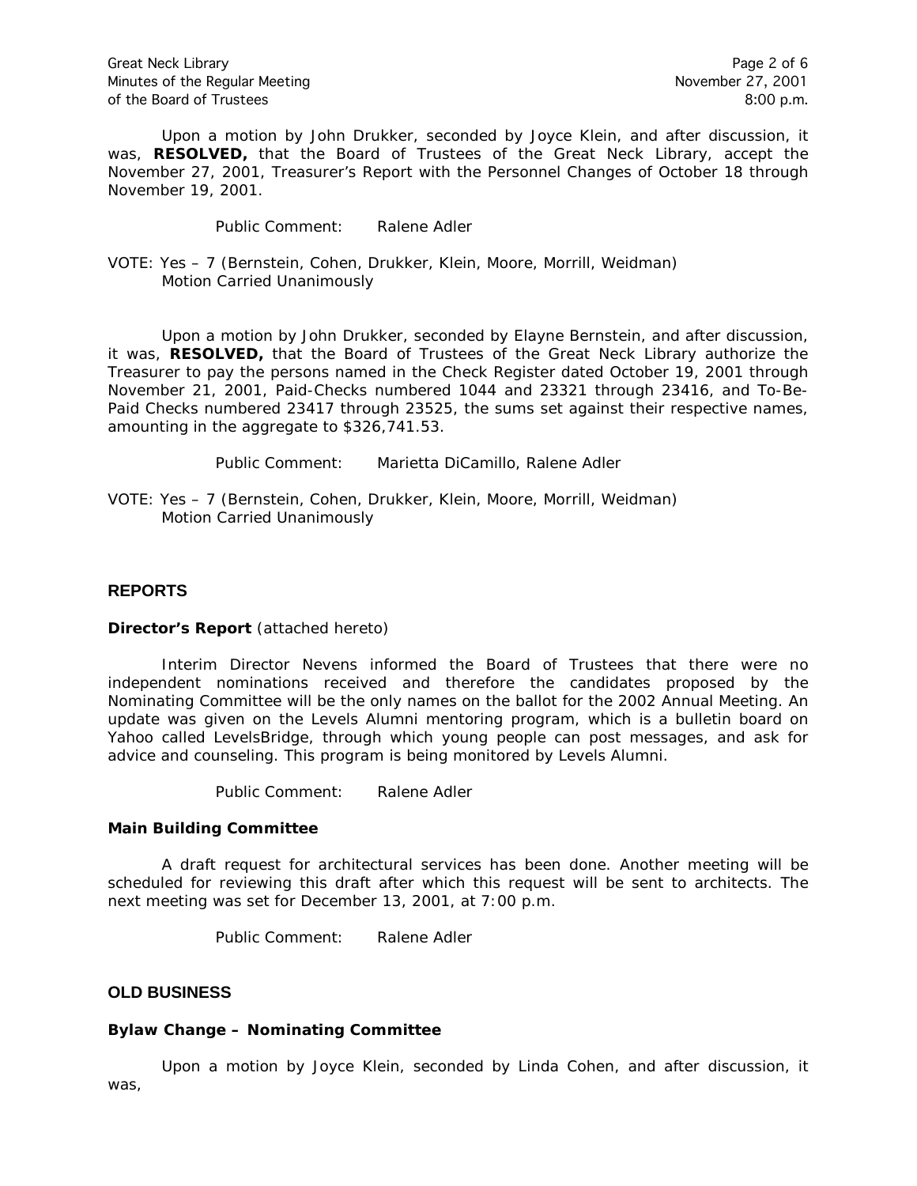Upon a motion by John Drukker, seconded by Joyce Klein, and after discussion, it was, **RESOLVED,** that the Board of Trustees of the Great Neck Library, accept the November 27, 2001, Treasurer's Report with the Personnel Changes of October 18 through November 19, 2001.

Public Comment: Ralene Adler

VOTE: Yes – 7 (Bernstein, Cohen, Drukker, Klein, Moore, Morrill, Weidman)
Motion Carried Unanimously

Upon a motion by John Drukker, seconded by Elayne Bernstein, and after discussion, it was, **RESOLVED,** that the Board of Trustees of the Great Neck Library authorize the Treasurer to pay the persons named in the Check Register dated October 19, 2001 through November 21, 2001, Paid-Checks numbered 1044 and 23321 through 23416, and To-Be-Paid Checks numbered 23417 through 23525, the sums set against their respective names, amounting in the aggregate to $326,741.53.

Public Comment: Marietta DiCamillo, Ralene Adler

VOTE: Yes – 7 (Bernstein, Cohen, Drukker, Klein, Moore, Morrill, Weidman)
Motion Carried Unanimously

## REPORTS

**Director's Report** (attached hereto)

Interim Director Nevens informed the Board of Trustees that there were no independent nominations received and therefore the candidates proposed by the Nominating Committee will be the only names on the ballot for the 2002 Annual Meeting. An update was given on the Levels Alumni mentoring program, which is a bulletin board on Yahoo called LevelsBridge, through which young people can post messages, and ask for advice and counseling. This program is being monitored by Levels Alumni.

Public Comment: Ralene Adler

**Main Building Committee**

A draft request for architectural services has been done. Another meeting will be scheduled for reviewing this draft after which this request will be sent to architects. The next meeting was set for December 13, 2001, at 7:00 p.m.

Public Comment: Ralene Adler

## OLD BUSINESS

**Bylaw Change – Nominating Committee**

Upon a motion by Joyce Klein, seconded by Linda Cohen, and after discussion, it was,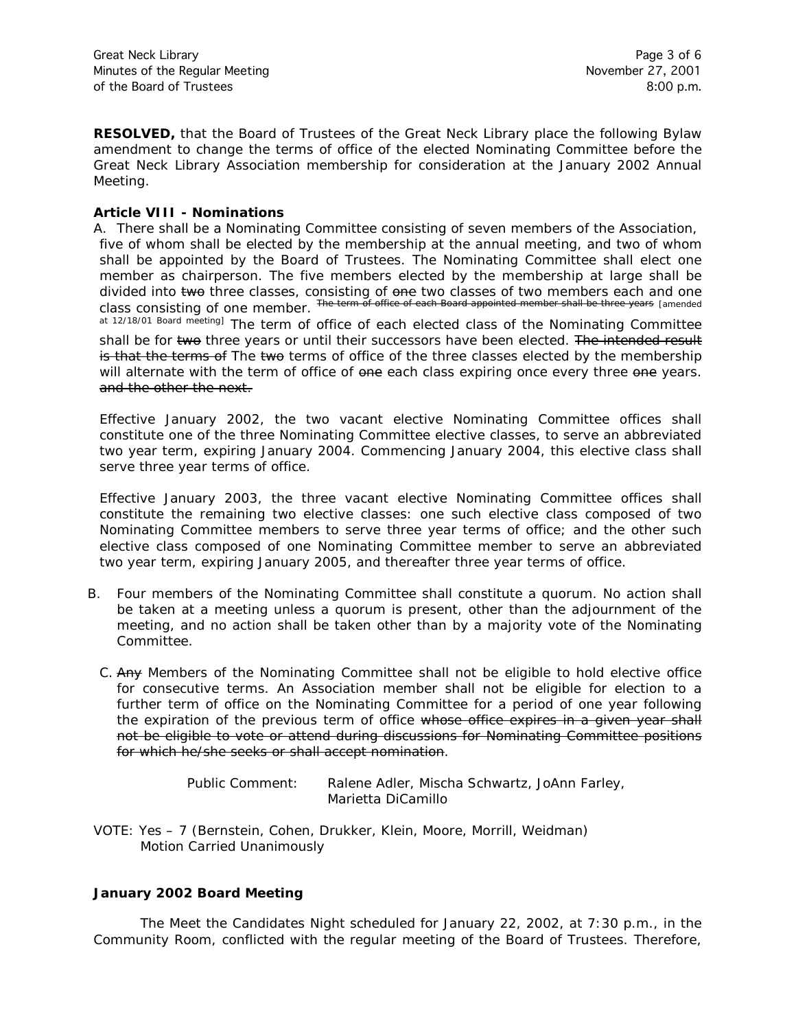**RESOLVED,** that the Board of Trustees of the Great Neck Library place the following Bylaw amendment to change the terms of office of the elected Nominating Committee before the Great Neck Library Association membership for consideration at the January 2002 Annual Meeting.

**Article VIII - Nominations**

A. There shall be a Nominating Committee consisting of seven members of the Association, five of whom shall be elected by the membership at the annual meeting, and two of whom shall be appointed by the Board of Trustees. The Nominating Committee shall elect one member as chairperson. The five members elected by the membership at large shall be divided into ~~two~~ three classes, consisting of ~~one~~ two classes of two members each and one class consisting of one member. ~~The term of office of each Board appointed member shall be three years~~ [amended at 12/18/01 Board meeting] The term of office of each elected class of the Nominating Committee shall be for ~~two~~ three years or until their successors have been elected. ~~The intended result is that the terms of~~ The ~~two~~ terms of office of the three classes elected by the membership will alternate with the term of office of ~~one~~ each class expiring once every three ~~one~~ years. ~~and the other the next.~~

Effective January 2002, the two vacant elective Nominating Committee offices shall constitute one of the three Nominating Committee elective classes, to serve an abbreviated two year term, expiring January 2004. Commencing January 2004, this elective class shall serve three year terms of office.

Effective January 2003, the three vacant elective Nominating Committee offices shall constitute the remaining two elective classes: one such elective class composed of two Nominating Committee members to serve three year terms of office; and the other such elective class composed of one Nominating Committee member to serve an abbreviated two year term, expiring January 2005, and thereafter three year terms of office.

B. Four members of the Nominating Committee shall constitute a quorum. No action shall be taken at a meeting unless a quorum is present, other than the adjournment of the meeting, and no action shall be taken other than by a majority vote of the Nominating Committee.

C. ~~Any~~ Members of the Nominating Committee shall not be eligible to hold elective office for consecutive terms. An Association member shall not be eligible for election to a further term of office on the Nominating Committee for a period of one year following the expiration of the previous term of office ~~whose office expires in a given year shall not be eligible to vote or attend during discussions for Nominating Committee positions for which he/she seeks or shall accept nomination~~.

Public Comment: Ralene Adler, Mischa Schwartz, JoAnn Farley, Marietta DiCamillo

VOTE: Yes – 7 (Bernstein, Cohen, Drukker, Klein, Moore, Morrill, Weidman)
Motion Carried Unanimously

**January 2002 Board Meeting**

The Meet the Candidates Night scheduled for January 22, 2002, at 7:30 p.m., in the Community Room, conflicted with the regular meeting of the Board of Trustees. Therefore,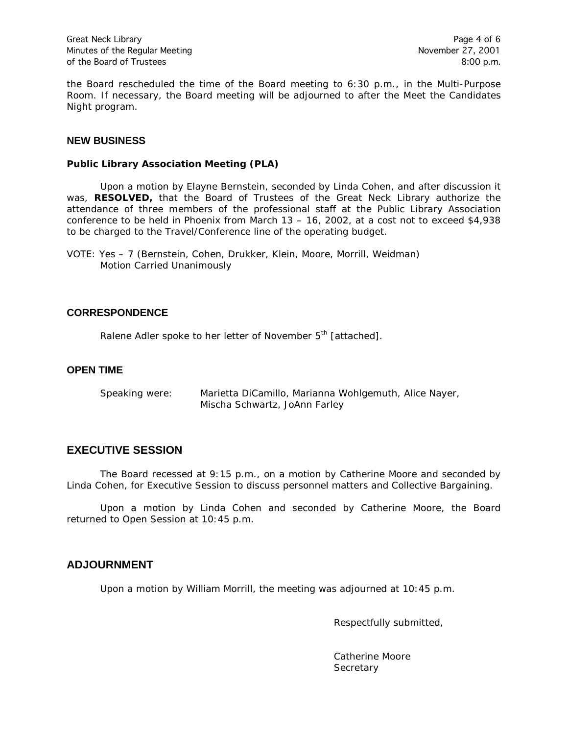the Board rescheduled the time of the Board meeting to 6:30 p.m., in the Multi-Purpose Room. If necessary, the Board meeting will be adjourned to after the Meet the Candidates Night program.

## NEW BUSINESS

### Public Library Association Meeting (PLA)

Upon a motion by Elayne Bernstein, seconded by Linda Cohen, and after discussion it was, **RESOLVED,** that the Board of Trustees of the Great Neck Library authorize the attendance of three members of the professional staff at the Public Library Association conference to be held in Phoenix from March 13 – 16, 2002, at a cost not to exceed $4,938 to be charged to the Travel/Conference line of the operating budget.

VOTE: Yes – 7 (Bernstein, Cohen, Drukker, Klein, Moore, Morrill, Weidman)
Motion Carried Unanimously

## CORRESPONDENCE

Ralene Adler spoke to her letter of November 5th [attached].

## OPEN TIME

Speaking were: Marietta DiCamillo, Marianna Wohlgemuth, Alice Nayer, Mischa Schwartz, JoAnn Farley

## EXECUTIVE SESSION

The Board recessed at 9:15 p.m., on a motion by Catherine Moore and seconded by Linda Cohen, for Executive Session to discuss personnel matters and Collective Bargaining.

Upon a motion by Linda Cohen and seconded by Catherine Moore, the Board returned to Open Session at 10:45 p.m.

## ADJOURNMENT

Upon a motion by William Morrill, the meeting was adjourned at 10:45 p.m.

Respectfully submitted,

Catherine Moore
Secretary